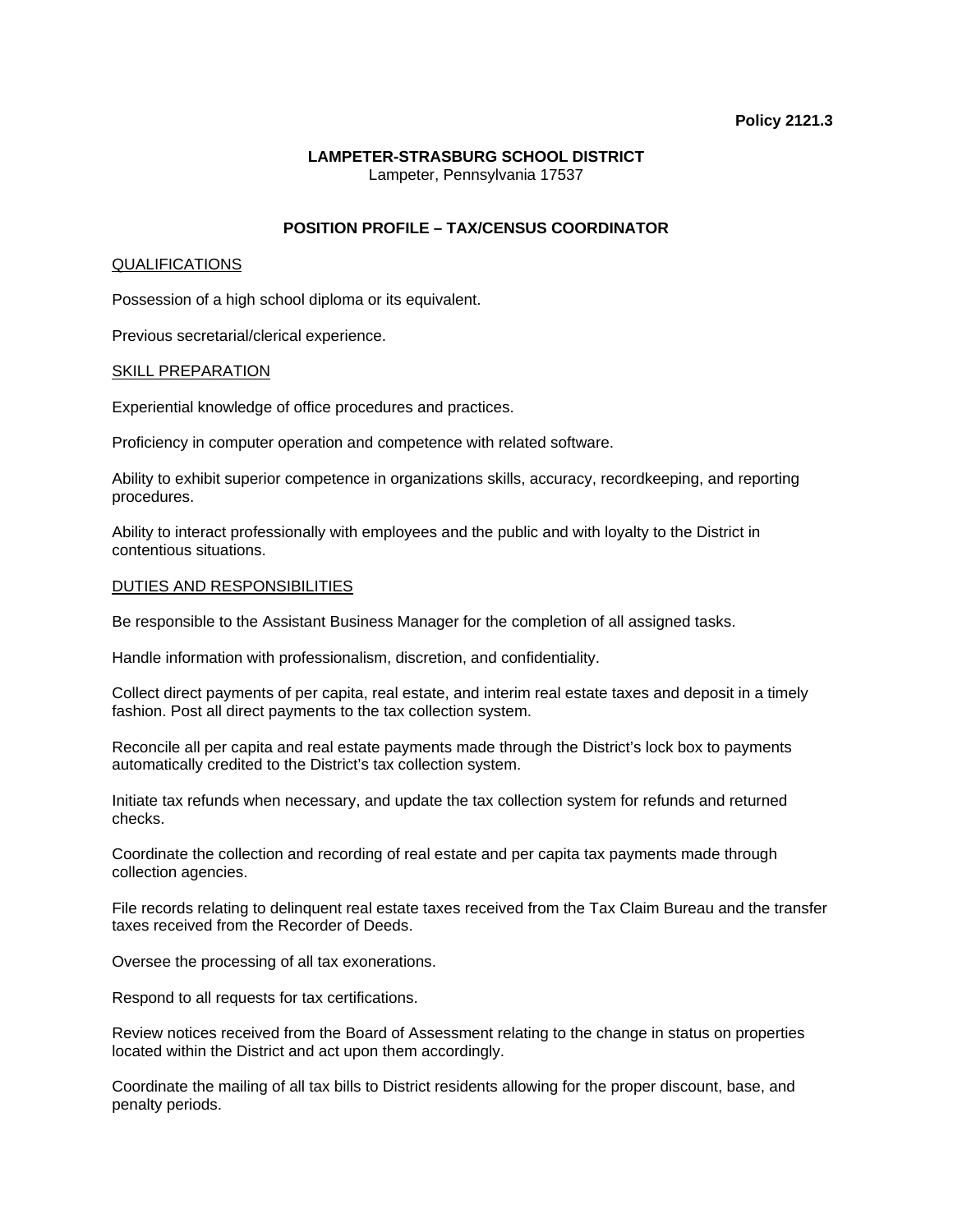**Policy 2121.3**

**LAMPETER-STRASBURG SCHOOL DISTRICT**
Lampeter, Pennsylvania 17537

# POSITION PROFILE – TAX/CENSUS COORDINATOR

## QUALIFICATIONS

Possession of a high school diploma or its equivalent.

Previous secretarial/clerical experience.

## SKILL PREPARATION

Experiential knowledge of office procedures and practices.

Proficiency in computer operation and competence with related software.

Ability to exhibit superior competence in organizations skills, accuracy, recordkeeping, and reporting procedures.

Ability to interact professionally with employees and the public and with loyalty to the District in contentious situations.

## DUTIES AND RESPONSIBILITIES

Be responsible to the Assistant Business Manager for the completion of all assigned tasks.

Handle information with professionalism, discretion, and confidentiality.

Collect direct payments of per capita, real estate, and interim real estate taxes and deposit in a timely fashion. Post all direct payments to the tax collection system.

Reconcile all per capita and real estate payments made through the District's lock box to payments automatically credited to the District's tax collection system.

Initiate tax refunds when necessary, and update the tax collection system for refunds and returned checks.

Coordinate the collection and recording of real estate and per capita tax payments made through collection agencies.

File records relating to delinquent real estate taxes received from the Tax Claim Bureau and the transfer taxes received from the Recorder of Deeds.

Oversee the processing of all tax exonerations.

Respond to all requests for tax certifications.

Review notices received from the Board of Assessment relating to the change in status on properties located within the District and act upon them accordingly.

Coordinate the mailing of all tax bills to District residents allowing for the proper discount, base, and penalty periods.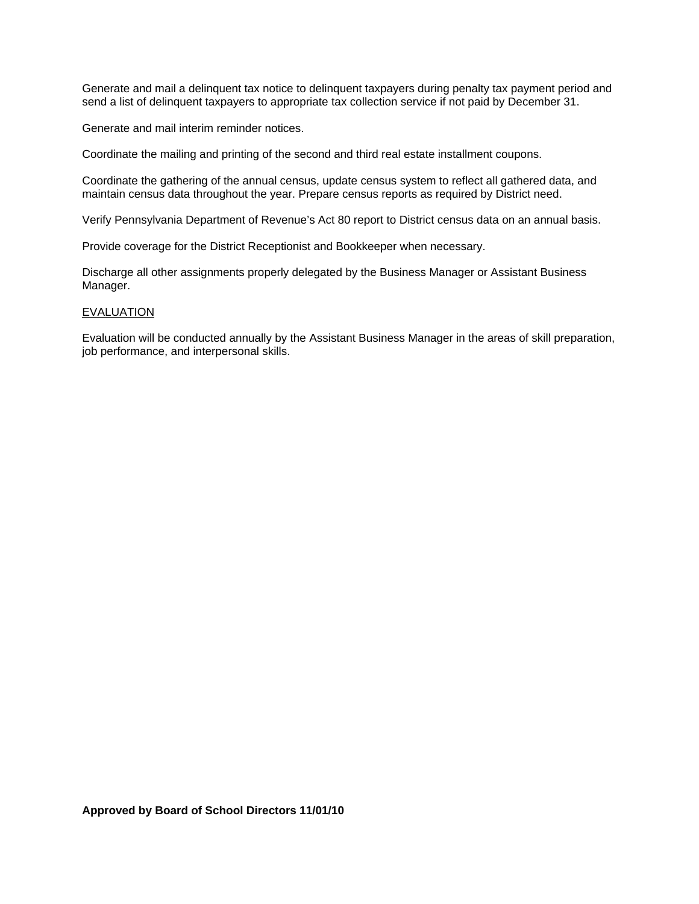Generate and mail a delinquent tax notice to delinquent taxpayers during penalty tax payment period and send a list of delinquent taxpayers to appropriate tax collection service if not paid by December 31.

Generate and mail interim reminder notices.

Coordinate the mailing and printing of the second and third real estate installment coupons.

Coordinate the gathering of the annual census, update census system to reflect all gathered data, and maintain census data throughout the year. Prepare census reports as required by District need.

Verify Pennsylvania Department of Revenue's Act 80 report to District census data on an annual basis.

Provide coverage for the District Receptionist and Bookkeeper when necessary.

Discharge all other assignments properly delegated by the Business Manager or Assistant Business Manager.

EVALUATION

Evaluation will be conducted annually by the Assistant Business Manager in the areas of skill preparation, job performance, and interpersonal skills.

**Approved by Board of School Directors 11/01/10**